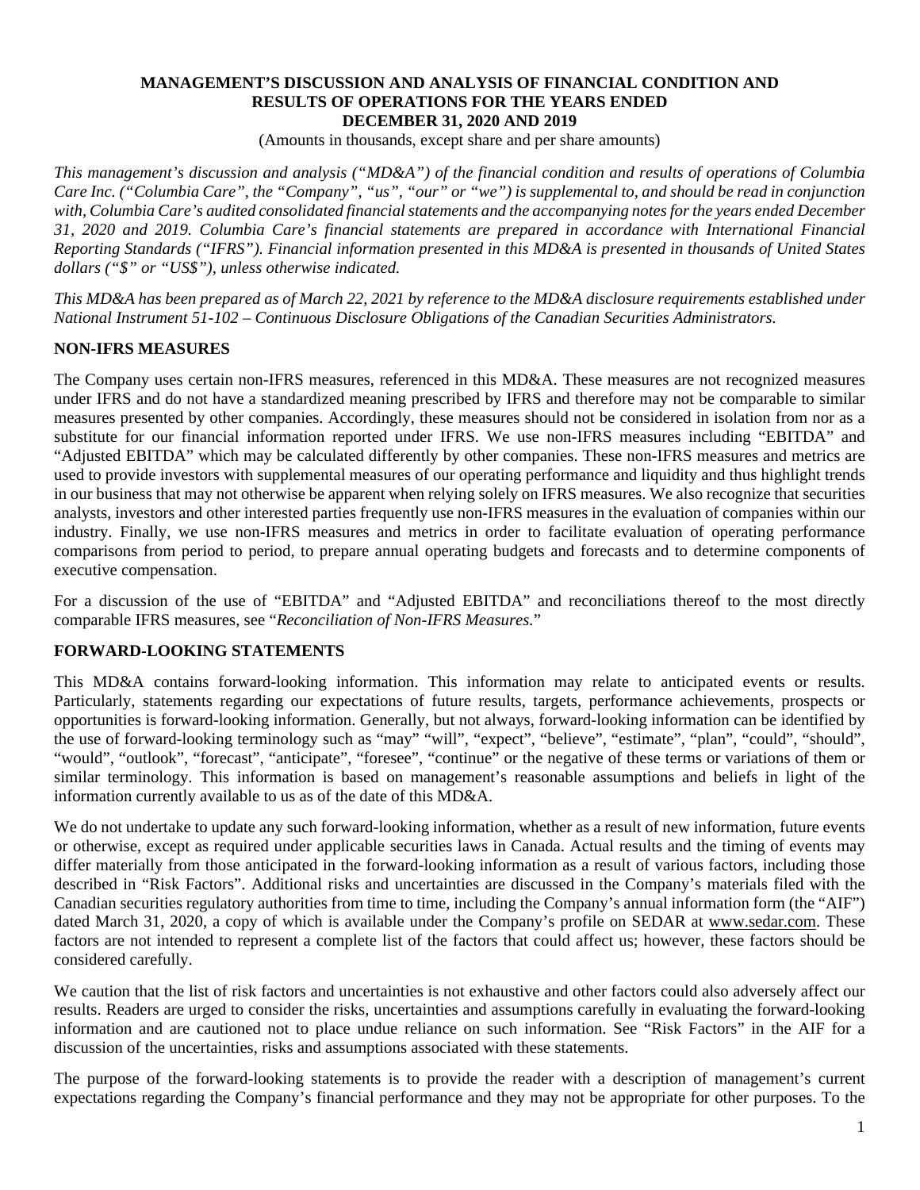# MANAGEMENT'S DISCUSSION AND ANALYSIS OF FINANCIAL CONDITION AND RESULTS OF OPERATIONS FOR THE YEARS ENDED DECEMBER 31, 2020 AND 2019

(Amounts in thousands, except share and per share amounts)

*This management's discussion and analysis ("MD&A") of the financial condition and results of operations of Columbia Care Inc. ("Columbia Care", the "Company", "us", "our" or "we") is supplemental to, and should be read in conjunction with, Columbia Care's audited consolidated financial statements and the accompanying notes for the years ended December 31, 2020 and 2019. Columbia Care's financial statements are prepared in accordance with International Financial Reporting Standards ("IFRS"). Financial information presented in this MD&A is presented in thousands of United States dollars ("$" or "US$"), unless otherwise indicated.*

*This MD&A has been prepared as of March 22, 2021 by reference to the MD&A disclosure requirements established under National Instrument 51-102 – Continuous Disclosure Obligations of the Canadian Securities Administrators.*

## NON-IFRS MEASURES

The Company uses certain non-IFRS measures, referenced in this MD&A. These measures are not recognized measures under IFRS and do not have a standardized meaning prescribed by IFRS and therefore may not be comparable to similar measures presented by other companies. Accordingly, these measures should not be considered in isolation from nor as a substitute for our financial information reported under IFRS. We use non-IFRS measures including "EBITDA" and "Adjusted EBITDA" which may be calculated differently by other companies. These non-IFRS measures and metrics are used to provide investors with supplemental measures of our operating performance and liquidity and thus highlight trends in our business that may not otherwise be apparent when relying solely on IFRS measures. We also recognize that securities analysts, investors and other interested parties frequently use non-IFRS measures in the evaluation of companies within our industry. Finally, we use non-IFRS measures and metrics in order to facilitate evaluation of operating performance comparisons from period to period, to prepare annual operating budgets and forecasts and to determine components of executive compensation.

For a discussion of the use of "EBITDA" and "Adjusted EBITDA" and reconciliations thereof to the most directly comparable IFRS measures, see "*Reconciliation of Non-IFRS Measures.*"

## FORWARD-LOOKING STATEMENTS

This MD&A contains forward-looking information. This information may relate to anticipated events or results. Particularly, statements regarding our expectations of future results, targets, performance achievements, prospects or opportunities is forward-looking information. Generally, but not always, forward-looking information can be identified by the use of forward-looking terminology such as "may" "will", "expect", "believe", "estimate", "plan", "could", "should", "would", "outlook", "forecast", "anticipate", "foresee", "continue" or the negative of these terms or variations of them or similar terminology. This information is based on management's reasonable assumptions and beliefs in light of the information currently available to us as of the date of this MD&A.

We do not undertake to update any such forward-looking information, whether as a result of new information, future events or otherwise, except as required under applicable securities laws in Canada. Actual results and the timing of events may differ materially from those anticipated in the forward-looking information as a result of various factors, including those described in "Risk Factors". Additional risks and uncertainties are discussed in the Company's materials filed with the Canadian securities regulatory authorities from time to time, including the Company's annual information form (the "AIF") dated March 31, 2020, a copy of which is available under the Company's profile on SEDAR at www.sedar.com. These factors are not intended to represent a complete list of the factors that could affect us; however, these factors should be considered carefully.

We caution that the list of risk factors and uncertainties is not exhaustive and other factors could also adversely affect our results. Readers are urged to consider the risks, uncertainties and assumptions carefully in evaluating the forward-looking information and are cautioned not to place undue reliance on such information. See "Risk Factors" in the AIF for a discussion of the uncertainties, risks and assumptions associated with these statements.

The purpose of the forward-looking statements is to provide the reader with a description of management's current expectations regarding the Company's financial performance and they may not be appropriate for other purposes. To the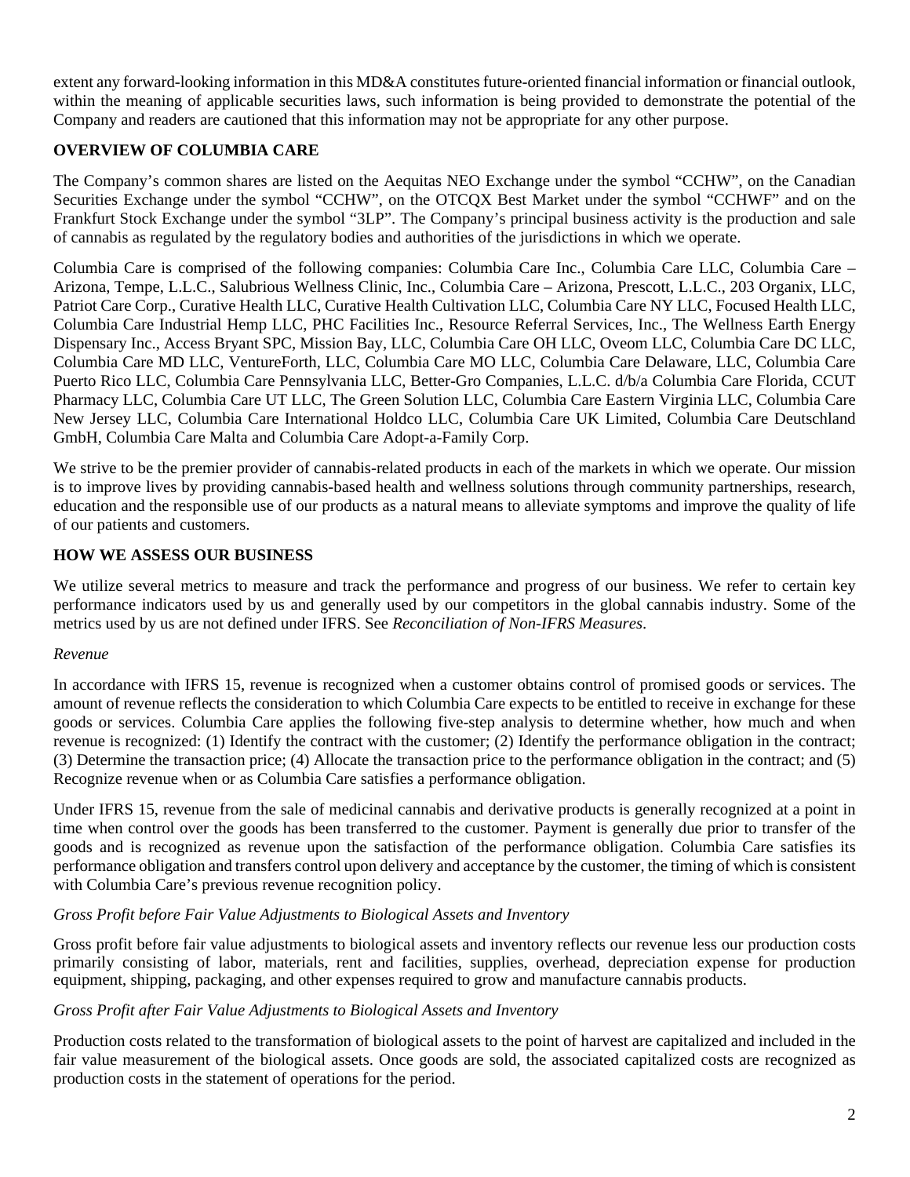extent any forward-looking information in this MD&A constitutes future-oriented financial information or financial outlook, within the meaning of applicable securities laws, such information is being provided to demonstrate the potential of the Company and readers are cautioned that this information may not be appropriate for any other purpose.

## OVERVIEW OF COLUMBIA CARE

The Company's common shares are listed on the Aequitas NEO Exchange under the symbol "CCHW", on the Canadian Securities Exchange under the symbol "CCHW", on the OTCQX Best Market under the symbol "CCHWF" and on the Frankfurt Stock Exchange under the symbol "3LP". The Company's principal business activity is the production and sale of cannabis as regulated by the regulatory bodies and authorities of the jurisdictions in which we operate.

Columbia Care is comprised of the following companies: Columbia Care Inc., Columbia Care LLC, Columbia Care – Arizona, Tempe, L.L.C., Salubrious Wellness Clinic, Inc., Columbia Care – Arizona, Prescott, L.L.C., 203 Organix, LLC, Patriot Care Corp., Curative Health LLC, Curative Health Cultivation LLC, Columbia Care NY LLC, Focused Health LLC, Columbia Care Industrial Hemp LLC, PHC Facilities Inc., Resource Referral Services, Inc., The Wellness Earth Energy Dispensary Inc., Access Bryant SPC, Mission Bay, LLC, Columbia Care OH LLC, Oveom LLC, Columbia Care DC LLC, Columbia Care MD LLC, VentureForth, LLC, Columbia Care MO LLC, Columbia Care Delaware, LLC, Columbia Care Puerto Rico LLC, Columbia Care Pennsylvania LLC, Better-Gro Companies, L.L.C. d/b/a Columbia Care Florida, CCUT Pharmacy LLC, Columbia Care UT LLC, The Green Solution LLC, Columbia Care Eastern Virginia LLC, Columbia Care New Jersey LLC, Columbia Care International Holdco LLC, Columbia Care UK Limited, Columbia Care Deutschland GmbH, Columbia Care Malta and Columbia Care Adopt-a-Family Corp.

We strive to be the premier provider of cannabis-related products in each of the markets in which we operate. Our mission is to improve lives by providing cannabis-based health and wellness solutions through community partnerships, research, education and the responsible use of our products as a natural means to alleviate symptoms and improve the quality of life of our patients and customers.

## HOW WE ASSESS OUR BUSINESS

We utilize several metrics to measure and track the performance and progress of our business. We refer to certain key performance indicators used by us and generally used by our competitors in the global cannabis industry. Some of the metrics used by us are not defined under IFRS. See *Reconciliation of Non-IFRS Measures*.

*Revenue*

In accordance with IFRS 15, revenue is recognized when a customer obtains control of promised goods or services. The amount of revenue reflects the consideration to which Columbia Care expects to be entitled to receive in exchange for these goods or services. Columbia Care applies the following five-step analysis to determine whether, how much and when revenue is recognized: (1) Identify the contract with the customer; (2) Identify the performance obligation in the contract; (3) Determine the transaction price; (4) Allocate the transaction price to the performance obligation in the contract; and (5) Recognize revenue when or as Columbia Care satisfies a performance obligation.

Under IFRS 15, revenue from the sale of medicinal cannabis and derivative products is generally recognized at a point in time when control over the goods has been transferred to the customer. Payment is generally due prior to transfer of the goods and is recognized as revenue upon the satisfaction of the performance obligation. Columbia Care satisfies its performance obligation and transfers control upon delivery and acceptance by the customer, the timing of which is consistent with Columbia Care's previous revenue recognition policy.

*Gross Profit before Fair Value Adjustments to Biological Assets and Inventory*

Gross profit before fair value adjustments to biological assets and inventory reflects our revenue less our production costs primarily consisting of labor, materials, rent and facilities, supplies, overhead, depreciation expense for production equipment, shipping, packaging, and other expenses required to grow and manufacture cannabis products.

*Gross Profit after Fair Value Adjustments to Biological Assets and Inventory*

Production costs related to the transformation of biological assets to the point of harvest are capitalized and included in the fair value measurement of the biological assets. Once goods are sold, the associated capitalized costs are recognized as production costs in the statement of operations for the period.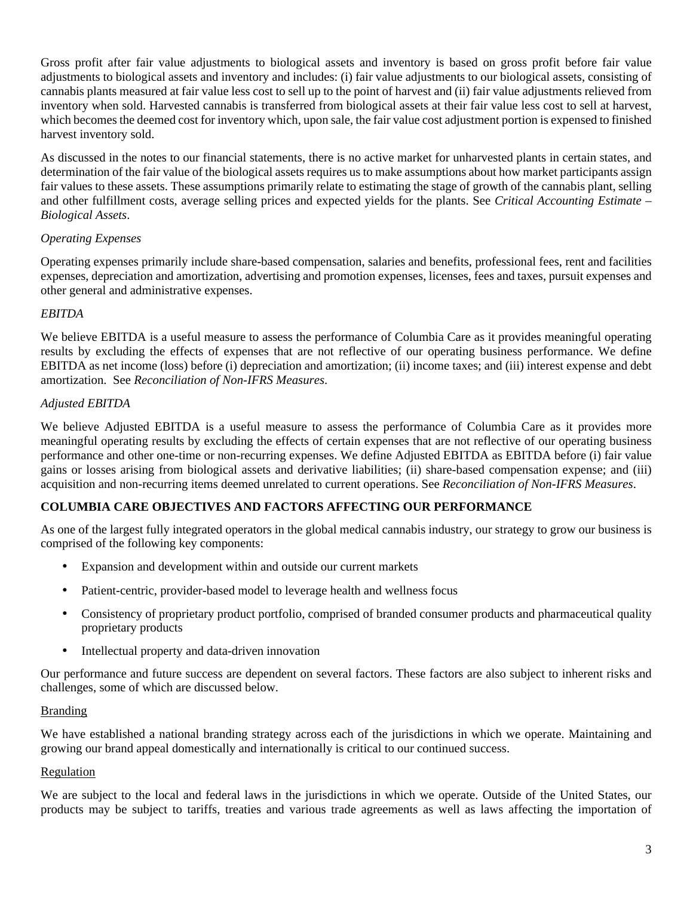Gross profit after fair value adjustments to biological assets and inventory is based on gross profit before fair value adjustments to biological assets and inventory and includes: (i) fair value adjustments to our biological assets, consisting of cannabis plants measured at fair value less cost to sell up to the point of harvest and (ii) fair value adjustments relieved from inventory when sold. Harvested cannabis is transferred from biological assets at their fair value less cost to sell at harvest, which becomes the deemed cost for inventory which, upon sale, the fair value cost adjustment portion is expensed to finished harvest inventory sold.

As discussed in the notes to our financial statements, there is no active market for unharvested plants in certain states, and determination of the fair value of the biological assets requires us to make assumptions about how market participants assign fair values to these assets. These assumptions primarily relate to estimating the stage of growth of the cannabis plant, selling and other fulfillment costs, average selling prices and expected yields for the plants. See *Critical Accounting Estimate – Biological Assets*.

*Operating Expenses*

Operating expenses primarily include share-based compensation, salaries and benefits, professional fees, rent and facilities expenses, depreciation and amortization, advertising and promotion expenses, licenses, fees and taxes, pursuit expenses and other general and administrative expenses.

*EBITDA*

We believe EBITDA is a useful measure to assess the performance of Columbia Care as it provides meaningful operating results by excluding the effects of expenses that are not reflective of our operating business performance. We define EBITDA as net income (loss) before (i) depreciation and amortization; (ii) income taxes; and (iii) interest expense and debt amortization. See *Reconciliation of Non-IFRS Measures*.

*Adjusted EBITDA*

We believe Adjusted EBITDA is a useful measure to assess the performance of Columbia Care as it provides more meaningful operating results by excluding the effects of certain expenses that are not reflective of our operating business performance and other one-time or non-recurring expenses. We define Adjusted EBITDA as EBITDA before (i) fair value gains or losses arising from biological assets and derivative liabilities; (ii) share-based compensation expense; and (iii) acquisition and non-recurring items deemed unrelated to current operations. See *Reconciliation of Non-IFRS Measures*.

## COLUMBIA CARE OBJECTIVES AND FACTORS AFFECTING OUR PERFORMANCE

As one of the largest fully integrated operators in the global medical cannabis industry, our strategy to grow our business is comprised of the following key components:

- Expansion and development within and outside our current markets
- Patient-centric, provider-based model to leverage health and wellness focus
- Consistency of proprietary product portfolio, comprised of branded consumer products and pharmaceutical quality proprietary products
- Intellectual property and data-driven innovation

Our performance and future success are dependent on several factors. These factors are also subject to inherent risks and challenges, some of which are discussed below.

Branding

We have established a national branding strategy across each of the jurisdictions in which we operate. Maintaining and growing our brand appeal domestically and internationally is critical to our continued success.

Regulation

We are subject to the local and federal laws in the jurisdictions in which we operate. Outside of the United States, our products may be subject to tariffs, treaties and various trade agreements as well as laws affecting the importation of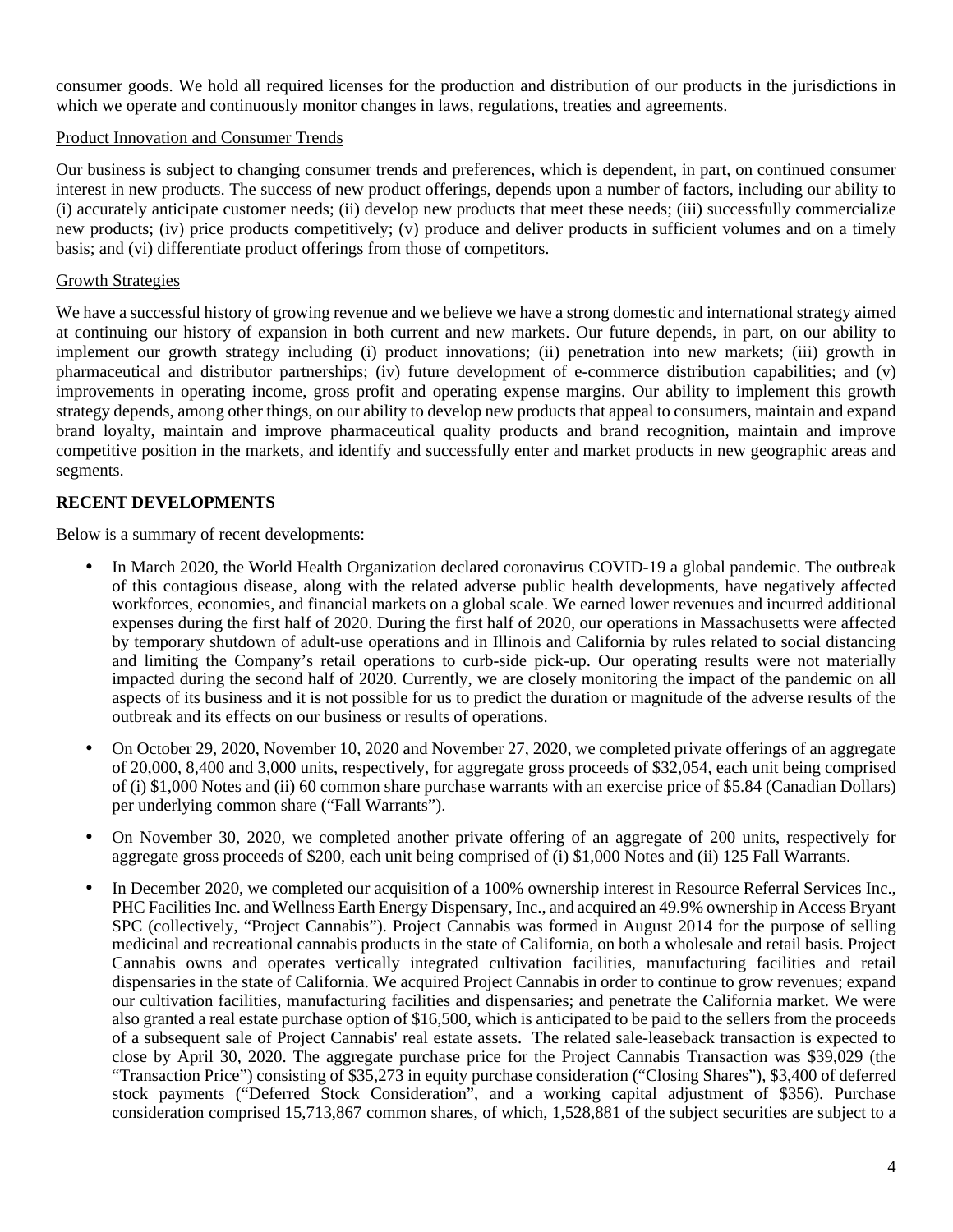consumer goods. We hold all required licenses for the production and distribution of our products in the jurisdictions in which we operate and continuously monitor changes in laws, regulations, treaties and agreements.

Product Innovation and Consumer Trends

Our business is subject to changing consumer trends and preferences, which is dependent, in part, on continued consumer interest in new products. The success of new product offerings, depends upon a number of factors, including our ability to (i) accurately anticipate customer needs; (ii) develop new products that meet these needs; (iii) successfully commercialize new products; (iv) price products competitively; (v) produce and deliver products in sufficient volumes and on a timely basis; and (vi) differentiate product offerings from those of competitors.

Growth Strategies

We have a successful history of growing revenue and we believe we have a strong domestic and international strategy aimed at continuing our history of expansion in both current and new markets. Our future depends, in part, on our ability to implement our growth strategy including (i) product innovations; (ii) penetration into new markets; (iii) growth in pharmaceutical and distributor partnerships; (iv) future development of e-commerce distribution capabilities; and (v) improvements in operating income, gross profit and operating expense margins. Our ability to implement this growth strategy depends, among other things, on our ability to develop new products that appeal to consumers, maintain and expand brand loyalty, maintain and improve pharmaceutical quality products and brand recognition, maintain and improve competitive position in the markets, and identify and successfully enter and market products in new geographic areas and segments.

**RECENT DEVELOPMENTS**

Below is a summary of recent developments:

- In March 2020, the World Health Organization declared coronavirus COVID-19 a global pandemic. The outbreak of this contagious disease, along with the related adverse public health developments, have negatively affected workforces, economies, and financial markets on a global scale. We earned lower revenues and incurred additional expenses during the first half of 2020. During the first half of 2020, our operations in Massachusetts were affected by temporary shutdown of adult-use operations and in Illinois and California by rules related to social distancing and limiting the Company's retail operations to curb-side pick-up. Our operating results were not materially impacted during the second half of 2020. Currently, we are closely monitoring the impact of the pandemic on all aspects of its business and it is not possible for us to predict the duration or magnitude of the adverse results of the outbreak and its effects on our business or results of operations.

- On October 29, 2020, November 10, 2020 and November 27, 2020, we completed private offerings of an aggregate of 20,000, 8,400 and 3,000 units, respectively, for aggregate gross proceeds of $32,054, each unit being comprised of (i) $1,000 Notes and (ii) 60 common share purchase warrants with an exercise price of $5.84 (Canadian Dollars) per underlying common share ("Fall Warrants").

- On November 30, 2020, we completed another private offering of an aggregate of 200 units, respectively for aggregate gross proceeds of $200, each unit being comprised of (i) $1,000 Notes and (ii) 125 Fall Warrants.

- In December 2020, we completed our acquisition of a 100% ownership interest in Resource Referral Services Inc., PHC Facilities Inc. and Wellness Earth Energy Dispensary, Inc., and acquired an 49.9% ownership in Access Bryant SPC (collectively, "Project Cannabis"). Project Cannabis was formed in August 2014 for the purpose of selling medicinal and recreational cannabis products in the state of California, on both a wholesale and retail basis. Project Cannabis owns and operates vertically integrated cultivation facilities, manufacturing facilities and retail dispensaries in the state of California. We acquired Project Cannabis in order to continue to grow revenues; expand our cultivation facilities, manufacturing facilities and dispensaries; and penetrate the California market. We were also granted a real estate purchase option of $16,500, which is anticipated to be paid to the sellers from the proceeds of a subsequent sale of Project Cannabis' real estate assets. The related sale-leaseback transaction is expected to close by April 30, 2020. The aggregate purchase price for the Project Cannabis Transaction was $39,029 (the "Transaction Price") consisting of $35,273 in equity purchase consideration ("Closing Shares"), $3,400 of deferred stock payments ("Deferred Stock Consideration", and a working capital adjustment of $356). Purchase consideration comprised 15,713,867 common shares, of which, 1,528,881 of the subject securities are subject to a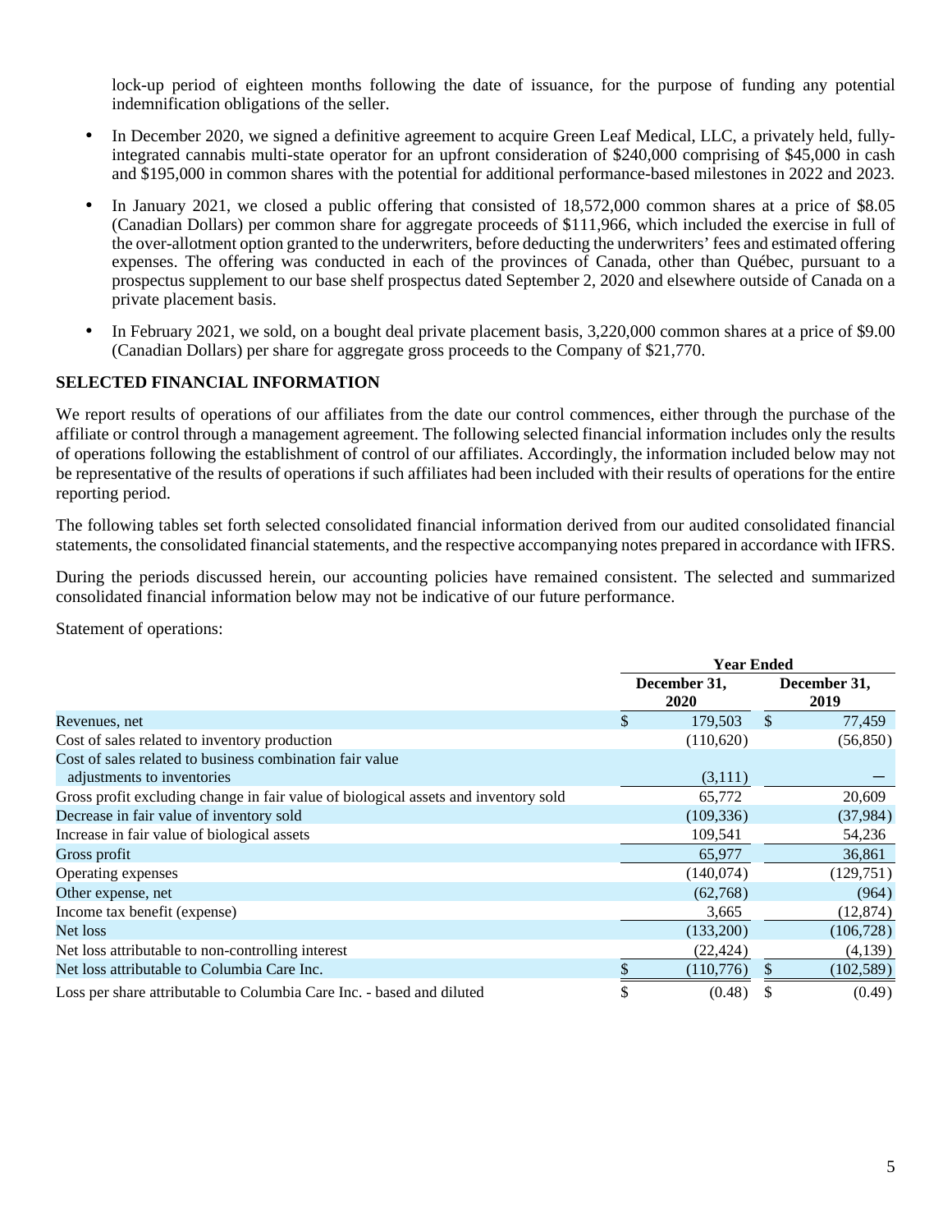lock-up period of eighteen months following the date of issuance, for the purpose of funding any potential indemnification obligations of the seller.

- In December 2020, we signed a definitive agreement to acquire Green Leaf Medical, LLC, a privately held, fully-integrated cannabis multi-state operator for an upfront consideration of $240,000 comprising of $45,000 in cash and $195,000 in common shares with the potential for additional performance-based milestones in 2022 and 2023.
- In January 2021, we closed a public offering that consisted of 18,572,000 common shares at a price of $8.05 (Canadian Dollars) per common share for aggregate proceeds of $111,966, which included the exercise in full of the over-allotment option granted to the underwriters, before deducting the underwriters' fees and estimated offering expenses. The offering was conducted in each of the provinces of Canada, other than Québec, pursuant to a prospectus supplement to our base shelf prospectus dated September 2, 2020 and elsewhere outside of Canada on a private placement basis.
- In February 2021, we sold, on a bought deal private placement basis, 3,220,000 common shares at a price of $9.00 (Canadian Dollars) per share for aggregate gross proceeds to the Company of $21,770.

## SELECTED FINANCIAL INFORMATION

We report results of operations of our affiliates from the date our control commences, either through the purchase of the affiliate or control through a management agreement. The following selected financial information includes only the results of operations following the establishment of control of our affiliates. Accordingly, the information included below may not be representative of the results of operations if such affiliates had been included with their results of operations for the entire reporting period.

The following tables set forth selected consolidated financial information derived from our audited consolidated financial statements, the consolidated financial statements, and the respective accompanying notes prepared in accordance with IFRS.

During the periods discussed herein, our accounting policies have remained consistent. The selected and summarized consolidated financial information below may not be indicative of our future performance.

Statement of operations:

| | Year Ended | |
|---|---|---|
| | December 31, 2020 | December 31, 2019 |
| Revenues, net | $ 179,503 | $ 77,459 |
| Cost of sales related to inventory production | (110,620) | (56,850) |
| Cost of sales related to business combination fair value adjustments to inventories | (3,111) | — |
| Gross profit excluding change in fair value of biological assets and inventory sold | 65,772 | 20,609 |
| Decrease in fair value of inventory sold | (109,336) | (37,984) |
| Increase in fair value of biological assets | 109,541 | 54,236 |
| Gross profit | 65,977 | 36,861 |
| Operating expenses | (140,074) | (129,751) |
| Other expense, net | (62,768) | (964) |
| Income tax benefit (expense) | 3,665 | (12,874) |
| Net loss | (133,200) | (106,728) |
| Net loss attributable to non-controlling interest | (22,424) | (4,139) |
| Net loss attributable to Columbia Care Inc. | $ (110,776) | $ (102,589) |
| Loss per share attributable to Columbia Care Inc. - based and diluted | $ (0.48) | $ (0.49) |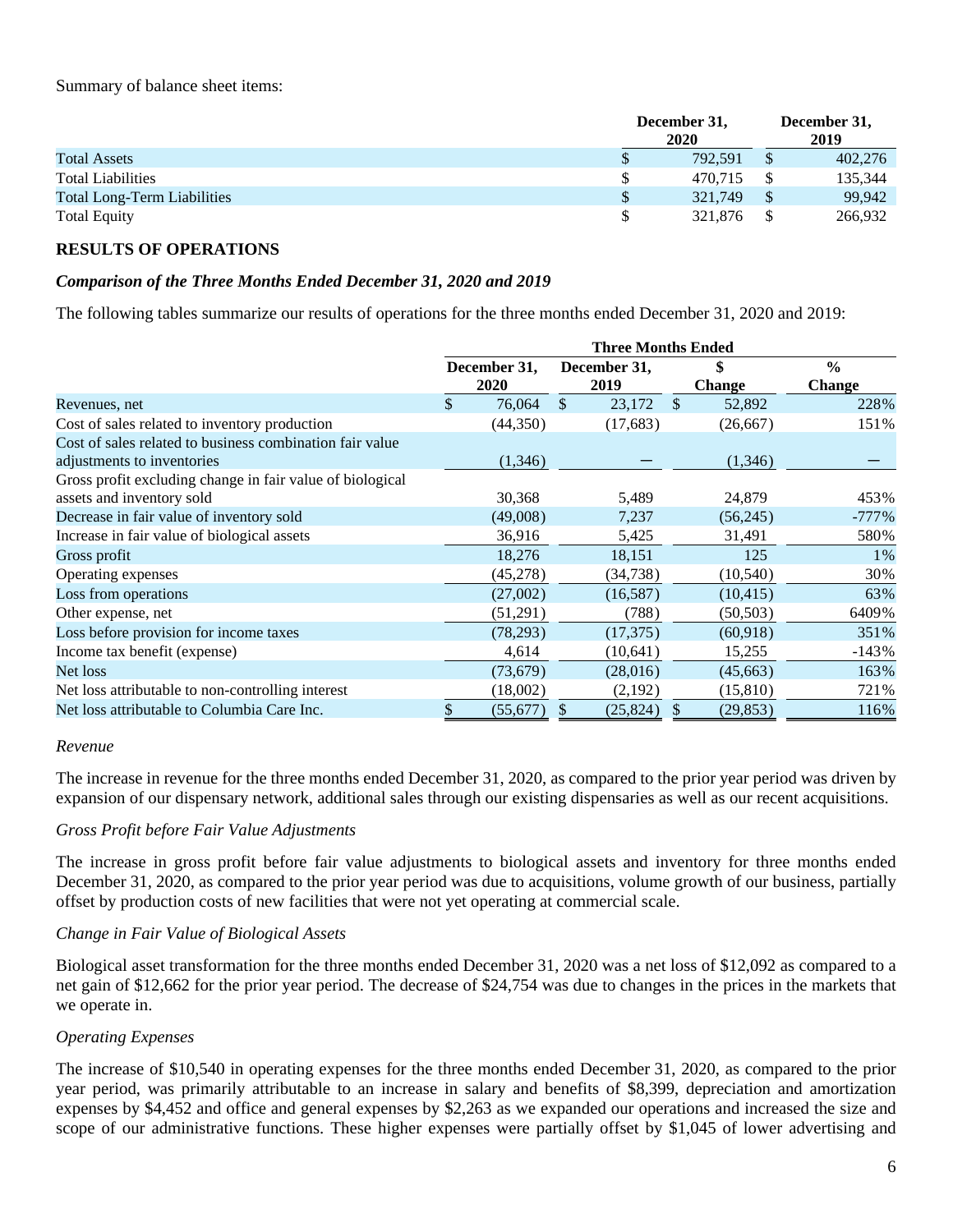Summary of balance sheet items:

| | December 31, 2020 | December 31, 2019 |
|---|---|---|
| Total Assets | $ 792,591 | $ 402,276 |
| Total Liabilities | $ 470,715 | $ 135,344 |
| Total Long-Term Liabilities | $ 321,749 | $ 99,942 |
| Total Equity | $ 321,876 | $ 266,932 |

## RESULTS OF OPERATIONS

### *Comparison of the Three Months Ended December 31, 2020 and 2019*

The following tables summarize our results of operations for the three months ended December 31, 2020 and 2019:

| | Three Months Ended | | | |
|---|---|---|---|---|
| | December 31, 2020 | December 31, 2019 | $ Change | % Change |
| Revenues, net | $ 76,064 | $ 23,172 | $ 52,892 | 228% |
| Cost of sales related to inventory production | (44,350) | (17,683) | (26,667) | 151% |
| Cost of sales related to business combination fair value adjustments to inventories | (1,346) | — | (1,346) | — |
| Gross profit excluding change in fair value of biological assets and inventory sold | 30,368 | 5,489 | 24,879 | 453% |
| Decrease in fair value of inventory sold | (49,008) | 7,237 | (56,245) | -777% |
| Increase in fair value of biological assets | 36,916 | 5,425 | 31,491 | 580% |
| Gross profit | 18,276 | 18,151 | 125 | 1% |
| Operating expenses | (45,278) | (34,738) | (10,540) | 30% |
| Loss from operations | (27,002) | (16,587) | (10,415) | 63% |
| Other expense, net | (51,291) | (788) | (50,503) | 6409% |
| Loss before provision for income taxes | (78,293) | (17,375) | (60,918) | 351% |
| Income tax benefit (expense) | 4,614 | (10,641) | 15,255 | -143% |
| Net loss | (73,679) | (28,016) | (45,663) | 163% |
| Net loss attributable to non-controlling interest | (18,002) | (2,192) | (15,810) | 721% |
| Net loss attributable to Columbia Care Inc. | $ (55,677) | $ (25,824) | $ (29,853) | 116% |

*Revenue*

The increase in revenue for the three months ended December 31, 2020, as compared to the prior year period was driven by expansion of our dispensary network, additional sales through our existing dispensaries as well as our recent acquisitions.

*Gross Profit before Fair Value Adjustments*

The increase in gross profit before fair value adjustments to biological assets and inventory for three months ended December 31, 2020, as compared to the prior year period was due to acquisitions, volume growth of our business, partially offset by production costs of new facilities that were not yet operating at commercial scale.

*Change in Fair Value of Biological Assets*

Biological asset transformation for the three months ended December 31, 2020 was a net loss of $12,092 as compared to a net gain of $12,662 for the prior year period. The decrease of $24,754 was due to changes in the prices in the markets that we operate in.

*Operating Expenses*

The increase of $10,540 in operating expenses for the three months ended December 31, 2020, as compared to the prior year period, was primarily attributable to an increase in salary and benefits of $8,399, depreciation and amortization expenses by $4,452 and office and general expenses by $2,263 as we expanded our operations and increased the size and scope of our administrative functions. These higher expenses were partially offset by $1,045 of lower advertising and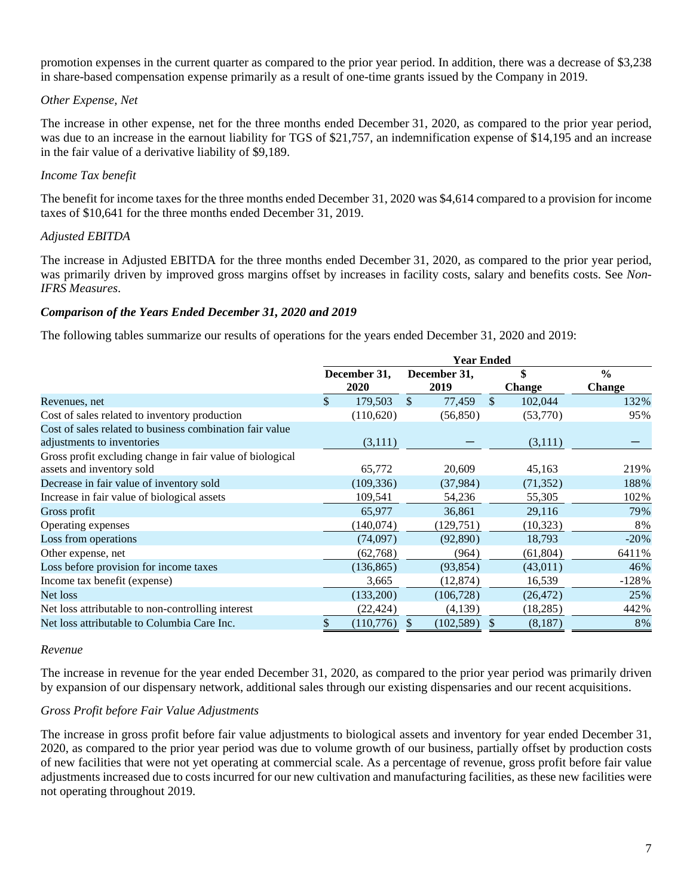promotion expenses in the current quarter as compared to the prior year period. In addition, there was a decrease of $3,238 in share-based compensation expense primarily as a result of one-time grants issued by the Company in 2019.

*Other Expense, Net*

The increase in other expense, net for the three months ended December 31, 2020, as compared to the prior year period, was due to an increase in the earnout liability for TGS of $21,757, an indemnification expense of $14,195 and an increase in the fair value of a derivative liability of $9,189.

*Income Tax benefit*

The benefit for income taxes for the three months ended December 31, 2020 was $4,614 compared to a provision for income taxes of $10,641 for the three months ended December 31, 2019.

*Adjusted EBITDA*

The increase in Adjusted EBITDA for the three months ended December 31, 2020, as compared to the prior year period, was primarily driven by improved gross margins offset by increases in facility costs, salary and benefits costs. See *Non-IFRS Measures*.

***Comparison of the Years Ended December 31, 2020 and 2019***

The following tables summarize our results of operations for the years ended December 31, 2020 and 2019:

| | Year Ended | | | |
|---|---|---|---|---|
| | December 31, 2020 | December 31, 2019 | $ Change | % Change |
| Revenues, net | $ 179,503 | $ 77,459 | $ 102,044 | 132% |
| Cost of sales related to inventory production | (110,620) | (56,850) | (53,770) | 95% |
| Cost of sales related to business combination fair value adjustments to inventories | (3,111) | — | (3,111) | — |
| Gross profit excluding change in fair value of biological assets and inventory sold | 65,772 | 20,609 | 45,163 | 219% |
| Decrease in fair value of inventory sold | (109,336) | (37,984) | (71,352) | 188% |
| Increase in fair value of biological assets | 109,541 | 54,236 | 55,305 | 102% |
| Gross profit | 65,977 | 36,861 | 29,116 | 79% |
| Operating expenses | (140,074) | (129,751) | (10,323) | 8% |
| Loss from operations | (74,097) | (92,890) | 18,793 | -20% |
| Other expense, net | (62,768) | (964) | (61,804) | 6411% |
| Loss before provision for income taxes | (136,865) | (93,854) | (43,011) | 46% |
| Income tax benefit (expense) | 3,665 | (12,874) | 16,539 | -128% |
| Net loss | (133,200) | (106,728) | (26,472) | 25% |
| Net loss attributable to non-controlling interest | (22,424) | (4,139) | (18,285) | 442% |
| Net loss attributable to Columbia Care Inc. | $ (110,776) | $ (102,589) | $ (8,187) | 8% |

*Revenue*

The increase in revenue for the year ended December 31, 2020, as compared to the prior year period was primarily driven by expansion of our dispensary network, additional sales through our existing dispensaries and our recent acquisitions.

*Gross Profit before Fair Value Adjustments*

The increase in gross profit before fair value adjustments to biological assets and inventory for year ended December 31, 2020, as compared to the prior year period was due to volume growth of our business, partially offset by production costs of new facilities that were not yet operating at commercial scale. As a percentage of revenue, gross profit before fair value adjustments increased due to costs incurred for our new cultivation and manufacturing facilities, as these new facilities were not operating throughout 2019.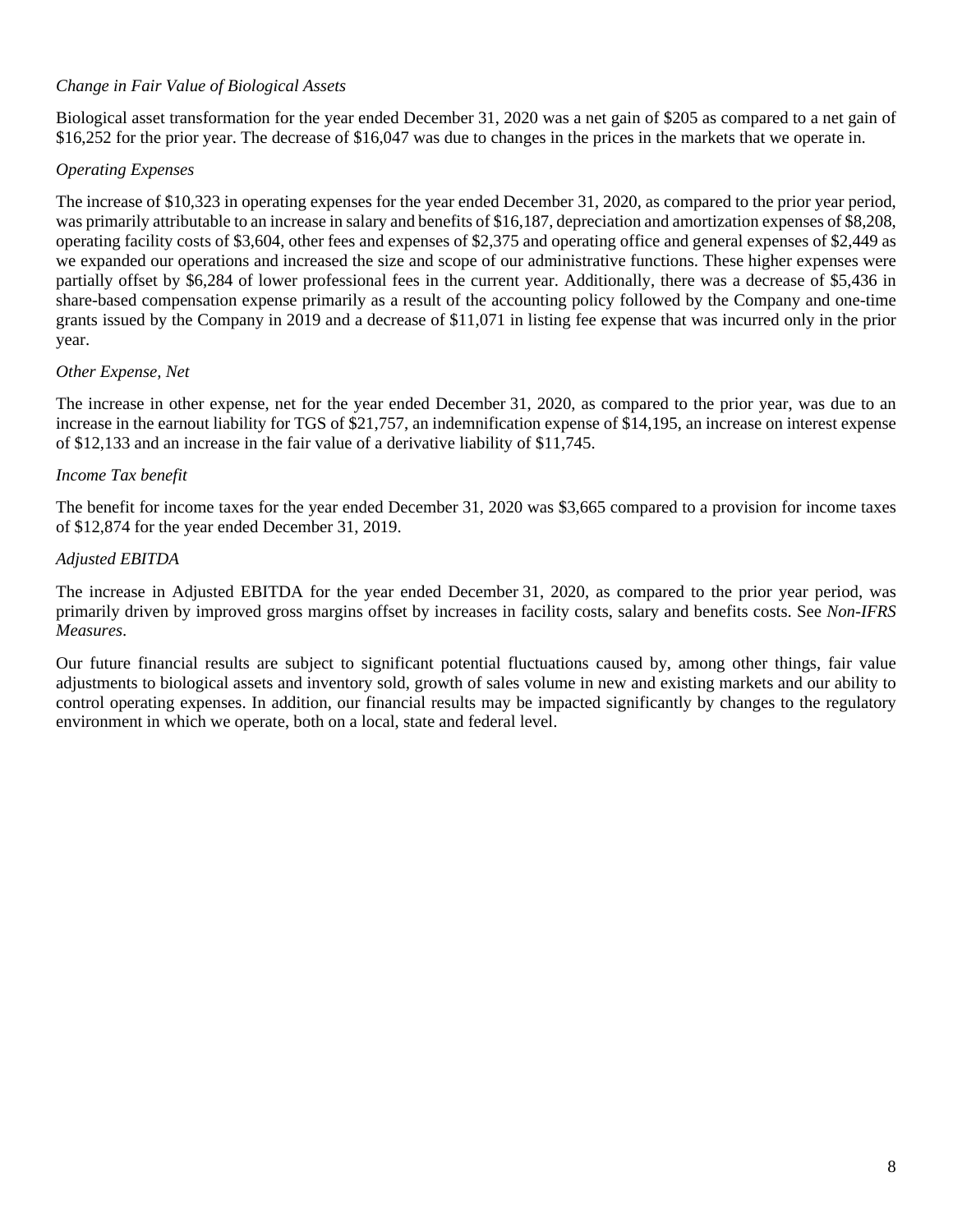*Change in Fair Value of Biological Assets*

Biological asset transformation for the year ended December 31, 2020 was a net gain of $205 as compared to a net gain of $16,252 for the prior year. The decrease of $16,047 was due to changes in the prices in the markets that we operate in.

*Operating Expenses*

The increase of $10,323 in operating expenses for the year ended December 31, 2020, as compared to the prior year period, was primarily attributable to an increase in salary and benefits of $16,187, depreciation and amortization expenses of $8,208, operating facility costs of $3,604, other fees and expenses of $2,375 and operating office and general expenses of $2,449 as we expanded our operations and increased the size and scope of our administrative functions. These higher expenses were partially offset by $6,284 of lower professional fees in the current year. Additionally, there was a decrease of $5,436 in share-based compensation expense primarily as a result of the accounting policy followed by the Company and one-time grants issued by the Company in 2019 and a decrease of $11,071 in listing fee expense that was incurred only in the prior year.

*Other Expense, Net*

The increase in other expense, net for the year ended December 31, 2020, as compared to the prior year, was due to an increase in the earnout liability for TGS of $21,757, an indemnification expense of $14,195, an increase on interest expense of $12,133 and an increase in the fair value of a derivative liability of $11,745.

*Income Tax benefit*

The benefit for income taxes for the year ended December 31, 2020 was $3,665 compared to a provision for income taxes of $12,874 for the year ended December 31, 2019.

*Adjusted EBITDA*

The increase in Adjusted EBITDA for the year ended December 31, 2020, as compared to the prior year period, was primarily driven by improved gross margins offset by increases in facility costs, salary and benefits costs. See *Non-IFRS Measures*.

Our future financial results are subject to significant potential fluctuations caused by, among other things, fair value adjustments to biological assets and inventory sold, growth of sales volume in new and existing markets and our ability to control operating expenses. In addition, our financial results may be impacted significantly by changes to the regulatory environment in which we operate, both on a local, state and federal level.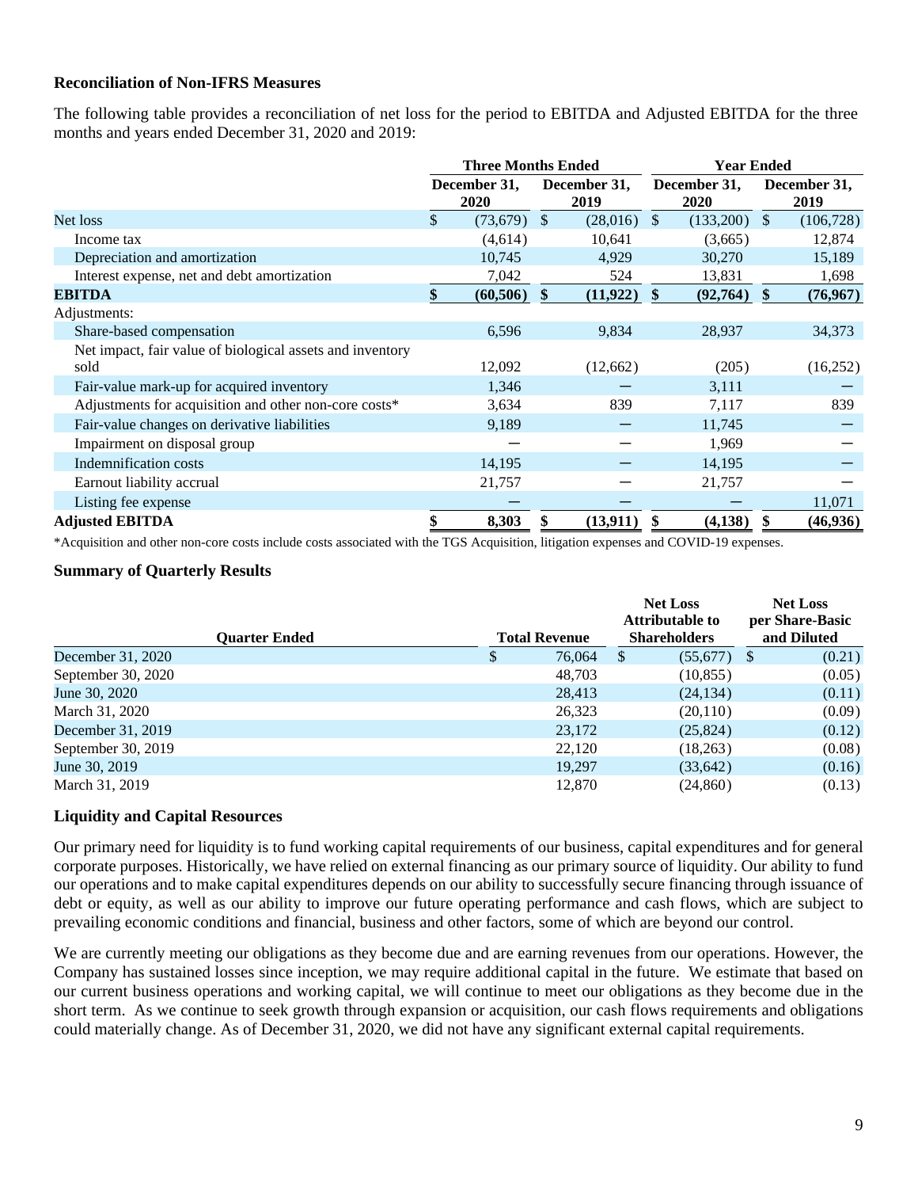**Reconciliation of Non-IFRS Measures**

The following table provides a reconciliation of net loss for the period to EBITDA and Adjusted EBITDA for the three months and years ended December 31, 2020 and 2019:

| | Three Months Ended | | Year Ended | |
|---|---|---|---|---|
| | December 31, 2020 | December 31, 2019 | December 31, 2020 | December 31, 2019 |
| Net loss | $ (73,679) | $ (28,016) | $ (133,200) | $ (106,728) |
| Income tax | (4,614) | 10,641 | (3,665) | 12,874 |
| Depreciation and amortization | 10,745 | 4,929 | 30,270 | 15,189 |
| Interest expense, net and debt amortization | 7,042 | 524 | 13,831 | 1,698 |
| **EBITDA** | **$ (60,506)** | **$ (11,922)** | **$ (92,764)** | **$ (76,967)** |
| Adjustments: | | | | |
| Share-based compensation | 6,596 | 9,834 | 28,937 | 34,373 |
| Net impact, fair value of biological assets and inventory sold | 12,092 | (12,662) | (205) | (16,252) |
| Fair-value mark-up for acquired inventory | 1,346 | — | 3,111 | — |
| Adjustments for acquisition and other non-core costs* | 3,634 | 839 | 7,117 | 839 |
| Fair-value changes on derivative liabilities | 9,189 | — | 11,745 | — |
| Impairment on disposal group | — | — | 1,969 | — |
| Indemnification costs | 14,195 | — | 14,195 | — |
| Earnout liability accrual | 21,757 | — | 21,757 | — |
| Listing fee expense | — | — | — | 11,071 |
| **Adjusted EBITDA** | **$ 8,303** | **$ (13,911)** | **$ (4,138)** | **$ (46,936)** |

*Acquisition and other non-core costs include costs associated with the TGS Acquisition, litigation expenses and COVID-19 expenses.

**Summary of Quarterly Results**

| Quarter Ended | Total Revenue | Net Loss Attributable to Shareholders | Net Loss per Share-Basic and Diluted |
|---|---|---|---|
| December 31, 2020 | $ 76,064 | $ (55,677) | $ (0.21) |
| September 30, 2020 | 48,703 | (10,855) | (0.05) |
| June 30, 2020 | 28,413 | (24,134) | (0.11) |
| March 31, 2020 | 26,323 | (20,110) | (0.09) |
| December 31, 2019 | 23,172 | (25,824) | (0.12) |
| September 30, 2019 | 22,120 | (18,263) | (0.08) |
| June 30, 2019 | 19,297 | (33,642) | (0.16) |
| March 31, 2019 | 12,870 | (24,860) | (0.13) |

**Liquidity and Capital Resources**

Our primary need for liquidity is to fund working capital requirements of our business, capital expenditures and for general corporate purposes. Historically, we have relied on external financing as our primary source of liquidity. Our ability to fund our operations and to make capital expenditures depends on our ability to successfully secure financing through issuance of debt or equity, as well as our ability to improve our future operating performance and cash flows, which are subject to prevailing economic conditions and financial, business and other factors, some of which are beyond our control.

We are currently meeting our obligations as they become due and are earning revenues from our operations. However, the Company has sustained losses since inception, we may require additional capital in the future. We estimate that based on our current business operations and working capital, we will continue to meet our obligations as they become due in the short term. As we continue to seek growth through expansion or acquisition, our cash flows requirements and obligations could materially change. As of December 31, 2020, we did not have any significant external capital requirements.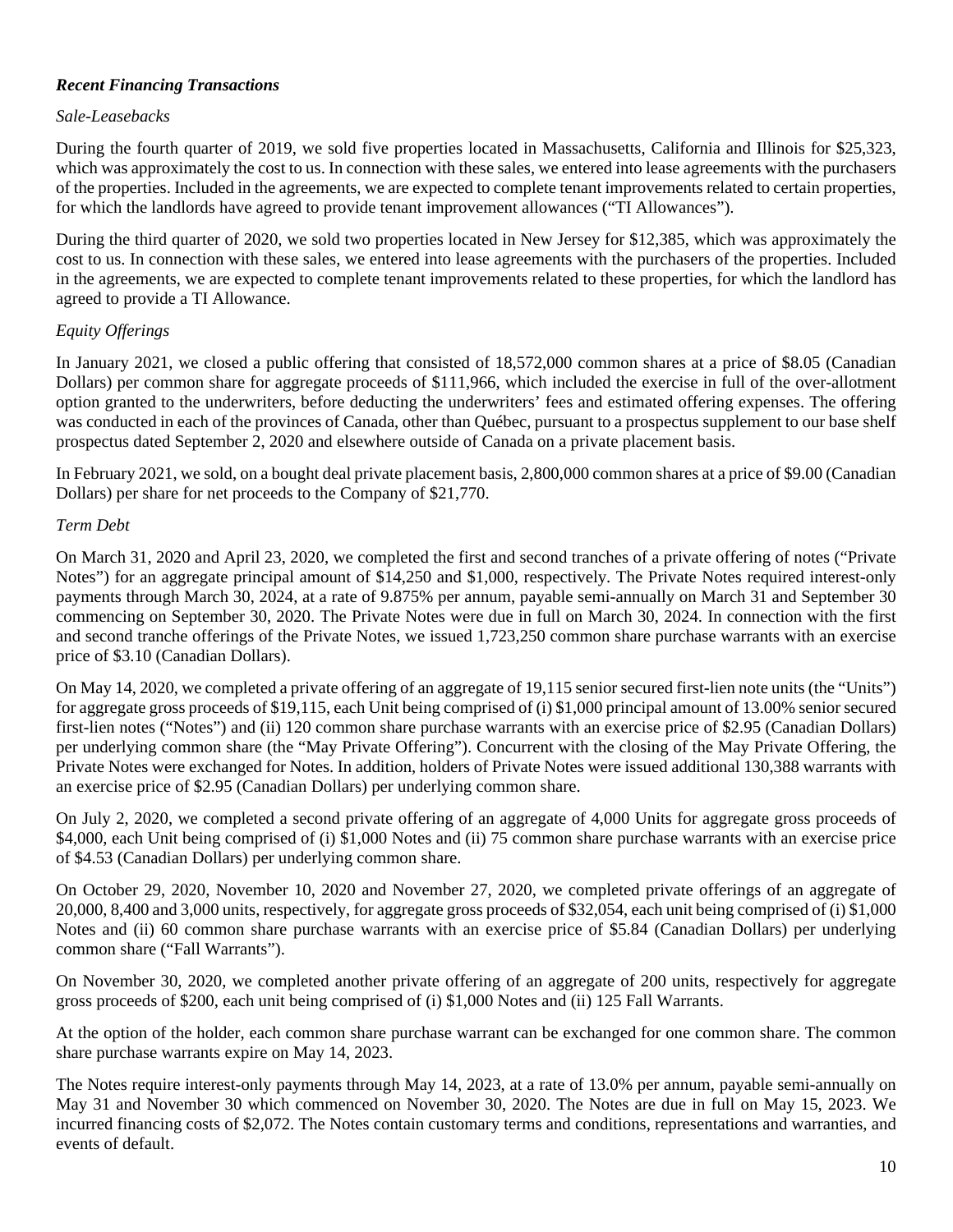### ***Recent Financing Transactions***

*Sale-Leasebacks*

During the fourth quarter of 2019, we sold five properties located in Massachusetts, California and Illinois for $25,323, which was approximately the cost to us. In connection with these sales, we entered into lease agreements with the purchasers of the properties. Included in the agreements, we are expected to complete tenant improvements related to certain properties, for which the landlords have agreed to provide tenant improvement allowances ("TI Allowances").

During the third quarter of 2020, we sold two properties located in New Jersey for $12,385, which was approximately the cost to us. In connection with these sales, we entered into lease agreements with the purchasers of the properties. Included in the agreements, we are expected to complete tenant improvements related to these properties, for which the landlord has agreed to provide a TI Allowance.

*Equity Offerings*

In January 2021, we closed a public offering that consisted of 18,572,000 common shares at a price of $8.05 (Canadian Dollars) per common share for aggregate proceeds of $111,966, which included the exercise in full of the over-allotment option granted to the underwriters, before deducting the underwriters' fees and estimated offering expenses. The offering was conducted in each of the provinces of Canada, other than Québec, pursuant to a prospectus supplement to our base shelf prospectus dated September 2, 2020 and elsewhere outside of Canada on a private placement basis.

In February 2021, we sold, on a bought deal private placement basis, 2,800,000 common shares at a price of $9.00 (Canadian Dollars) per share for net proceeds to the Company of $21,770.

*Term Debt*

On March 31, 2020 and April 23, 2020, we completed the first and second tranches of a private offering of notes ("Private Notes") for an aggregate principal amount of $14,250 and $1,000, respectively. The Private Notes required interest-only payments through March 30, 2024, at a rate of 9.875% per annum, payable semi-annually on March 31 and September 30 commencing on September 30, 2020. The Private Notes were due in full on March 30, 2024. In connection with the first and second tranche offerings of the Private Notes, we issued 1,723,250 common share purchase warrants with an exercise price of $3.10 (Canadian Dollars).

On May 14, 2020, we completed a private offering of an aggregate of 19,115 senior secured first-lien note units (the "Units") for aggregate gross proceeds of $19,115, each Unit being comprised of (i) $1,000 principal amount of 13.00% senior secured first-lien notes ("Notes") and (ii) 120 common share purchase warrants with an exercise price of $2.95 (Canadian Dollars) per underlying common share (the "May Private Offering"). Concurrent with the closing of the May Private Offering, the Private Notes were exchanged for Notes. In addition, holders of Private Notes were issued additional 130,388 warrants with an exercise price of $2.95 (Canadian Dollars) per underlying common share.

On July 2, 2020, we completed a second private offering of an aggregate of 4,000 Units for aggregate gross proceeds of $4,000, each Unit being comprised of (i) $1,000 Notes and (ii) 75 common share purchase warrants with an exercise price of $4.53 (Canadian Dollars) per underlying common share.

On October 29, 2020, November 10, 2020 and November 27, 2020, we completed private offerings of an aggregate of 20,000, 8,400 and 3,000 units, respectively, for aggregate gross proceeds of $32,054, each unit being comprised of (i) $1,000 Notes and (ii) 60 common share purchase warrants with an exercise price of $5.84 (Canadian Dollars) per underlying common share ("Fall Warrants").

On November 30, 2020, we completed another private offering of an aggregate of 200 units, respectively for aggregate gross proceeds of $200, each unit being comprised of (i) $1,000 Notes and (ii) 125 Fall Warrants.

At the option of the holder, each common share purchase warrant can be exchanged for one common share. The common share purchase warrants expire on May 14, 2023.

The Notes require interest-only payments through May 14, 2023, at a rate of 13.0% per annum, payable semi-annually on May 31 and November 30 which commenced on November 30, 2020. The Notes are due in full on May 15, 2023. We incurred financing costs of $2,072. The Notes contain customary terms and conditions, representations and warranties, and events of default.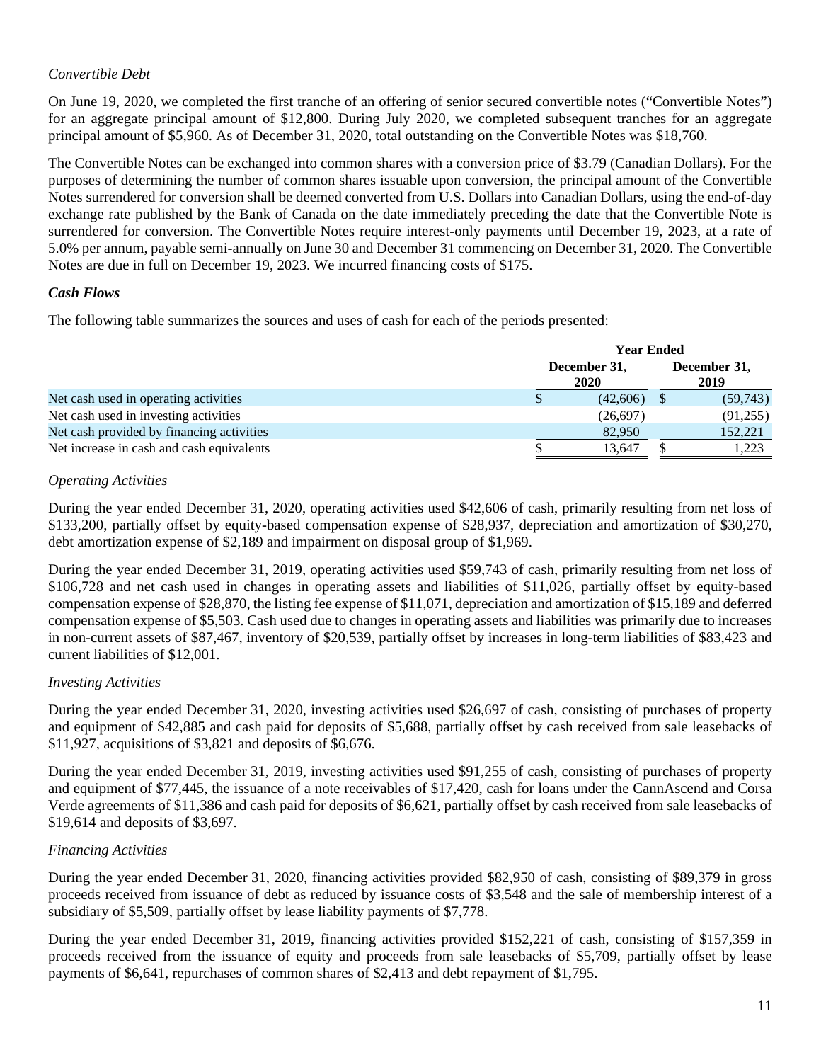*Convertible Debt*

On June 19, 2020, we completed the first tranche of an offering of senior secured convertible notes ("Convertible Notes") for an aggregate principal amount of $12,800. During July 2020, we completed subsequent tranches for an aggregate principal amount of $5,960. As of December 31, 2020, total outstanding on the Convertible Notes was $18,760.

The Convertible Notes can be exchanged into common shares with a conversion price of $3.79 (Canadian Dollars). For the purposes of determining the number of common shares issuable upon conversion, the principal amount of the Convertible Notes surrendered for conversion shall be deemed converted from U.S. Dollars into Canadian Dollars, using the end-of-day exchange rate published by the Bank of Canada on the date immediately preceding the date that the Convertible Note is surrendered for conversion. The Convertible Notes require interest-only payments until December 19, 2023, at a rate of 5.0% per annum, payable semi-annually on June 30 and December 31 commencing on December 31, 2020. The Convertible Notes are due in full on December 19, 2023. We incurred financing costs of $175.

### *Cash Flows*

The following table summarizes the sources and uses of cash for each of the periods presented:

| | Year Ended | |
|---|---|---|
| | December 31, 2020 | December 31, 2019 |
| Net cash used in operating activities | $ (42,606) | $ (59,743) |
| Net cash used in investing activities | (26,697) | (91,255) |
| Net cash provided by financing activities | 82,950 | 152,221 |
| Net increase in cash and cash equivalents | $ 13,647 | $ 1,223 |

*Operating Activities*

During the year ended December 31, 2020, operating activities used $42,606 of cash, primarily resulting from net loss of $133,200, partially offset by equity-based compensation expense of $28,937, depreciation and amortization of $30,270, debt amortization expense of $2,189 and impairment on disposal group of $1,969.

During the year ended December 31, 2019, operating activities used $59,743 of cash, primarily resulting from net loss of $106,728 and net cash used in changes in operating assets and liabilities of $11,026, partially offset by equity-based compensation expense of $28,870, the listing fee expense of $11,071, depreciation and amortization of $15,189 and deferred compensation expense of $5,503. Cash used due to changes in operating assets and liabilities was primarily due to increases in non-current assets of $87,467, inventory of $20,539, partially offset by increases in long-term liabilities of $83,423 and current liabilities of $12,001.

*Investing Activities*

During the year ended December 31, 2020, investing activities used $26,697 of cash, consisting of purchases of property and equipment of $42,885 and cash paid for deposits of $5,688, partially offset by cash received from sale leasebacks of $11,927, acquisitions of $3,821 and deposits of $6,676.

During the year ended December 31, 2019, investing activities used $91,255 of cash, consisting of purchases of property and equipment of $77,445, the issuance of a note receivables of $17,420, cash for loans under the CannAscend and Corsa Verde agreements of $11,386 and cash paid for deposits of $6,621, partially offset by cash received from sale leasebacks of $19,614 and deposits of $3,697.

*Financing Activities*

During the year ended December 31, 2020, financing activities provided $82,950 of cash, consisting of $89,379 in gross proceeds received from issuance of debt as reduced by issuance costs of $3,548 and the sale of membership interest of a subsidiary of $5,509, partially offset by lease liability payments of $7,778.

During the year ended December 31, 2019, financing activities provided $152,221 of cash, consisting of $157,359 in proceeds received from the issuance of equity and proceeds from sale leasebacks of $5,709, partially offset by lease payments of $6,641, repurchases of common shares of $2,413 and debt repayment of $1,795.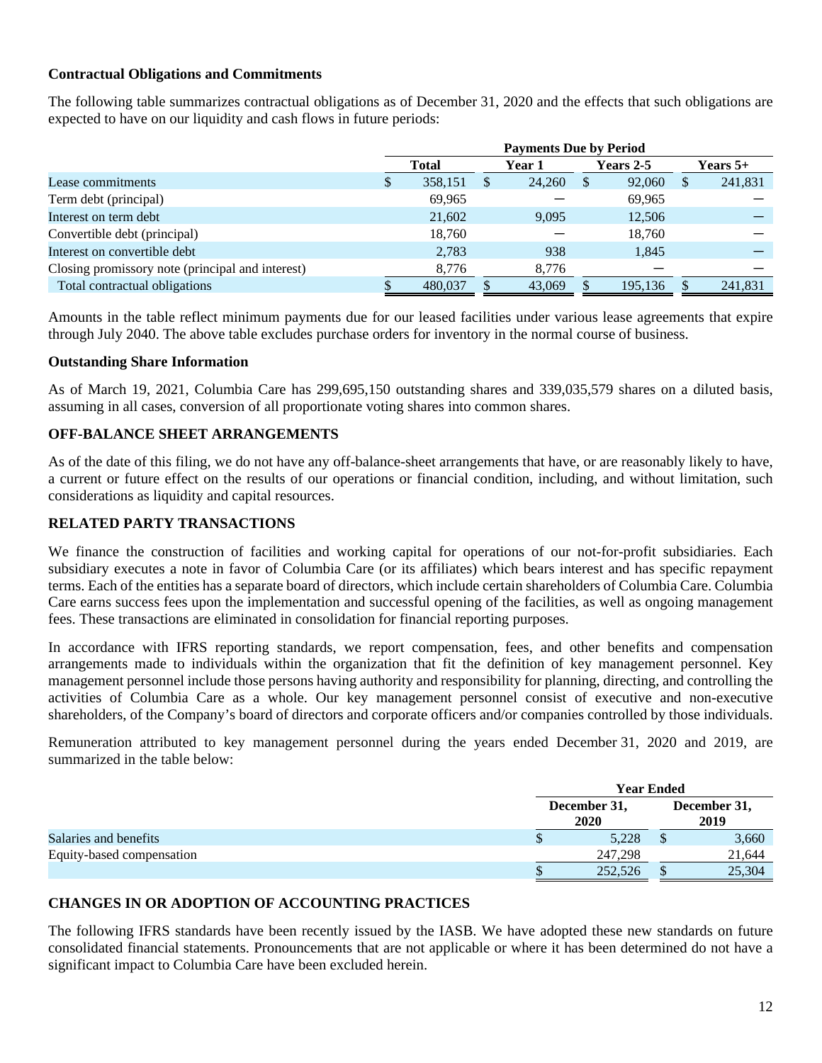### Contractual Obligations and Commitments

The following table summarizes contractual obligations as of December 31, 2020 and the effects that such obligations are expected to have on our liquidity and cash flows in future periods:

| | Payments Due by Period | | | |
|---|---|---|---|---|
| | Total | Year 1 | Years 2-5 | Years 5+ |
| Lease commitments | $ 358,151 | $ 24,260 | $ 92,060 | $ 241,831 |
| Term debt (principal) | 69,965 | — | 69,965 | — |
| Interest on term debt | 21,602 | 9,095 | 12,506 | — |
| Convertible debt (principal) | 18,760 | — | 18,760 | — |
| Interest on convertible debt | 2,783 | 938 | 1,845 | — |
| Closing promissory note (principal and interest) | 8,776 | 8,776 | — | — |
| Total contractual obligations | $ 480,037 | $ 43,069 | $ 195,136 | $ 241,831 |

Amounts in the table reflect minimum payments due for our leased facilities under various lease agreements that expire through July 2040. The above table excludes purchase orders for inventory in the normal course of business.

### Outstanding Share Information

As of March 19, 2021, Columbia Care has 299,695,150 outstanding shares and 339,035,579 shares on a diluted basis, assuming in all cases, conversion of all proportionate voting shares into common shares.

## OFF-BALANCE SHEET ARRANGEMENTS

As of the date of this filing, we do not have any off-balance-sheet arrangements that have, or are reasonably likely to have, a current or future effect on the results of our operations or financial condition, including, and without limitation, such considerations as liquidity and capital resources.

## RELATED PARTY TRANSACTIONS

We finance the construction of facilities and working capital for operations of our not-for-profit subsidiaries. Each subsidiary executes a note in favor of Columbia Care (or its affiliates) which bears interest and has specific repayment terms. Each of the entities has a separate board of directors, which include certain shareholders of Columbia Care. Columbia Care earns success fees upon the implementation and successful opening of the facilities, as well as ongoing management fees. These transactions are eliminated in consolidation for financial reporting purposes.

In accordance with IFRS reporting standards, we report compensation, fees, and other benefits and compensation arrangements made to individuals within the organization that fit the definition of key management personnel. Key management personnel include those persons having authority and responsibility for planning, directing, and controlling the activities of Columbia Care as a whole. Our key management personnel consist of executive and non-executive shareholders, of the Company's board of directors and corporate officers and/or companies controlled by those individuals.

Remuneration attributed to key management personnel during the years ended December 31, 2020 and 2019, are summarized in the table below:

| | Year Ended | |
|---|---|---|
| | December 31, 2020 | December 31, 2019 |
| Salaries and benefits | $ 5,228 | $ 3,660 |
| Equity-based compensation | 247,298 | 21,644 |
| | $ 252,526 | $ 25,304 |

## CHANGES IN OR ADOPTION OF ACCOUNTING PRACTICES

The following IFRS standards have been recently issued by the IASB. We have adopted these new standards on future consolidated financial statements. Pronouncements that are not applicable or where it has been determined do not have a significant impact to Columbia Care have been excluded herein.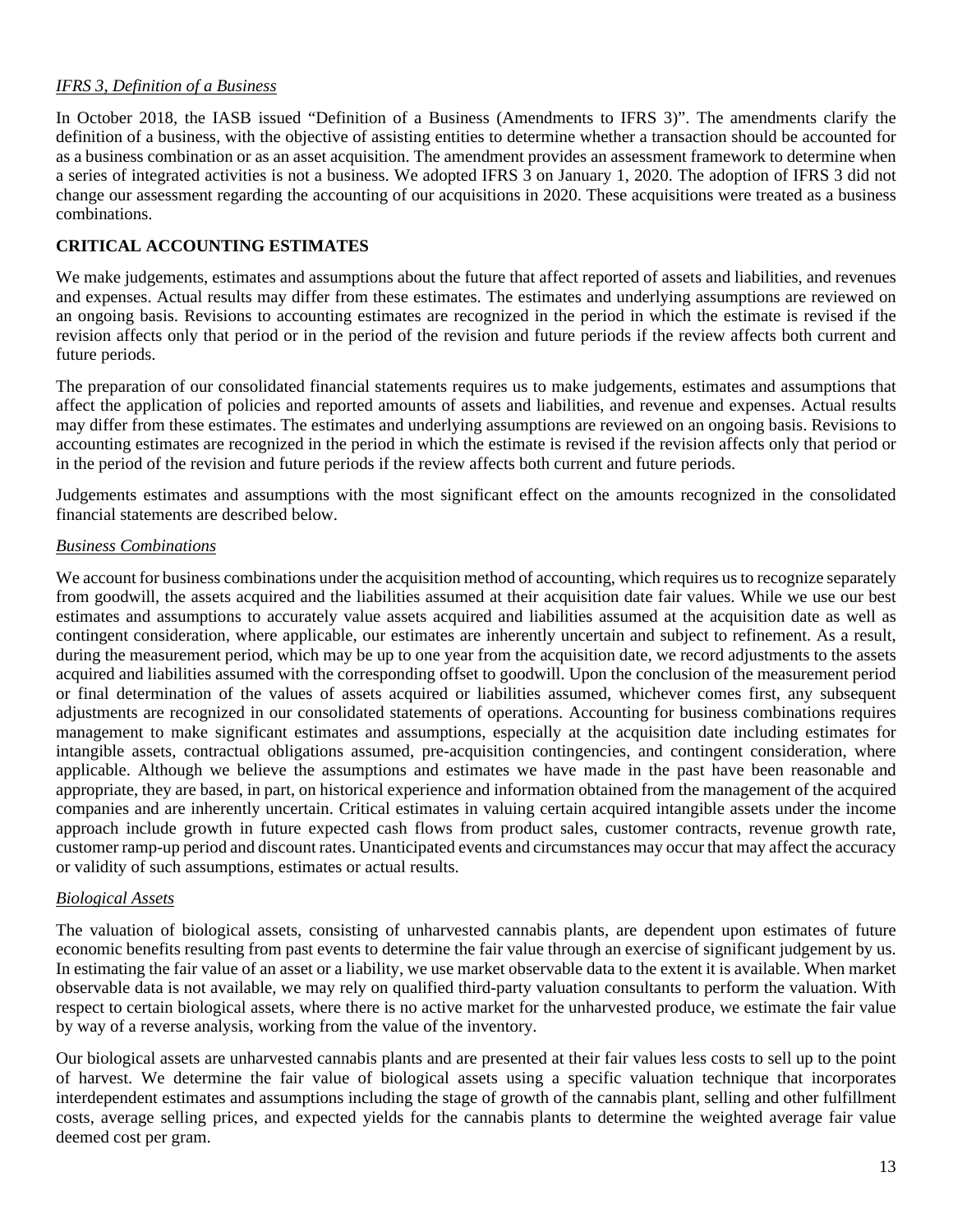*IFRS 3, Definition of a Business*

In October 2018, the IASB issued "Definition of a Business (Amendments to IFRS 3)". The amendments clarify the definition of a business, with the objective of assisting entities to determine whether a transaction should be accounted for as a business combination or as an asset acquisition. The amendment provides an assessment framework to determine when a series of integrated activities is not a business. We adopted IFRS 3 on January 1, 2020. The adoption of IFRS 3 did not change our assessment regarding the accounting of our acquisitions in 2020. These acquisitions were treated as a business combinations.

## CRITICAL ACCOUNTING ESTIMATES

We make judgements, estimates and assumptions about the future that affect reported of assets and liabilities, and revenues and expenses. Actual results may differ from these estimates. The estimates and underlying assumptions are reviewed on an ongoing basis. Revisions to accounting estimates are recognized in the period in which the estimate is revised if the revision affects only that period or in the period of the revision and future periods if the review affects both current and future periods.

The preparation of our consolidated financial statements requires us to make judgements, estimates and assumptions that affect the application of policies and reported amounts of assets and liabilities, and revenue and expenses. Actual results may differ from these estimates. The estimates and underlying assumptions are reviewed on an ongoing basis. Revisions to accounting estimates are recognized in the period in which the estimate is revised if the revision affects only that period or in the period of the revision and future periods if the review affects both current and future periods.

Judgements estimates and assumptions with the most significant effect on the amounts recognized in the consolidated financial statements are described below.

*Business Combinations*

We account for business combinations under the acquisition method of accounting, which requires us to recognize separately from goodwill, the assets acquired and the liabilities assumed at their acquisition date fair values. While we use our best estimates and assumptions to accurately value assets acquired and liabilities assumed at the acquisition date as well as contingent consideration, where applicable, our estimates are inherently uncertain and subject to refinement. As a result, during the measurement period, which may be up to one year from the acquisition date, we record adjustments to the assets acquired and liabilities assumed with the corresponding offset to goodwill. Upon the conclusion of the measurement period or final determination of the values of assets acquired or liabilities assumed, whichever comes first, any subsequent adjustments are recognized in our consolidated statements of operations. Accounting for business combinations requires management to make significant estimates and assumptions, especially at the acquisition date including estimates for intangible assets, contractual obligations assumed, pre-acquisition contingencies, and contingent consideration, where applicable. Although we believe the assumptions and estimates we have made in the past have been reasonable and appropriate, they are based, in part, on historical experience and information obtained from the management of the acquired companies and are inherently uncertain. Critical estimates in valuing certain acquired intangible assets under the income approach include growth in future expected cash flows from product sales, customer contracts, revenue growth rate, customer ramp-up period and discount rates. Unanticipated events and circumstances may occur that may affect the accuracy or validity of such assumptions, estimates or actual results.

*Biological Assets*

The valuation of biological assets, consisting of unharvested cannabis plants, are dependent upon estimates of future economic benefits resulting from past events to determine the fair value through an exercise of significant judgement by us. In estimating the fair value of an asset or a liability, we use market observable data to the extent it is available. When market observable data is not available, we may rely on qualified third-party valuation consultants to perform the valuation. With respect to certain biological assets, where there is no active market for the unharvested produce, we estimate the fair value by way of a reverse analysis, working from the value of the inventory.

Our biological assets are unharvested cannabis plants and are presented at their fair values less costs to sell up to the point of harvest. We determine the fair value of biological assets using a specific valuation technique that incorporates interdependent estimates and assumptions including the stage of growth of the cannabis plant, selling and other fulfillment costs, average selling prices, and expected yields for the cannabis plants to determine the weighted average fair value deemed cost per gram.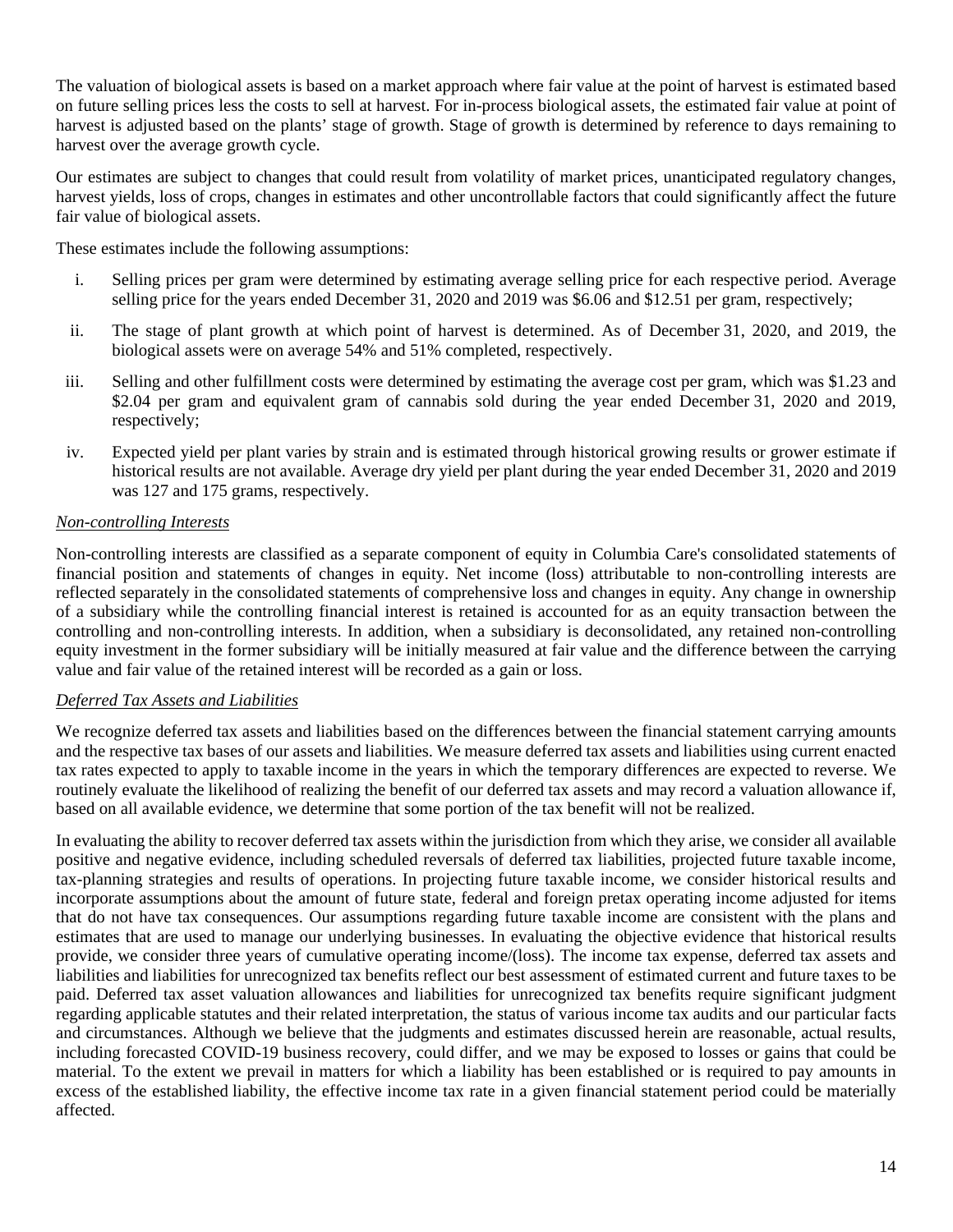The valuation of biological assets is based on a market approach where fair value at the point of harvest is estimated based on future selling prices less the costs to sell at harvest. For in-process biological assets, the estimated fair value at point of harvest is adjusted based on the plants' stage of growth. Stage of growth is determined by reference to days remaining to harvest over the average growth cycle.

Our estimates are subject to changes that could result from volatility of market prices, unanticipated regulatory changes, harvest yields, loss of crops, changes in estimates and other uncontrollable factors that could significantly affect the future fair value of biological assets.

These estimates include the following assumptions:

i. Selling prices per gram were determined by estimating average selling price for each respective period. Average selling price for the years ended December 31, 2020 and 2019 was $6.06 and $12.51 per gram, respectively;

ii. The stage of plant growth at which point of harvest is determined. As of December 31, 2020, and 2019, the biological assets were on average 54% and 51% completed, respectively.

iii. Selling and other fulfillment costs were determined by estimating the average cost per gram, which was $1.23 and $2.04 per gram and equivalent gram of cannabis sold during the year ended December 31, 2020 and 2019, respectively;

iv. Expected yield per plant varies by strain and is estimated through historical growing results or grower estimate if historical results are not available. Average dry yield per plant during the year ended December 31, 2020 and 2019 was 127 and 175 grams, respectively.

*Non-controlling Interests*

Non-controlling interests are classified as a separate component of equity in Columbia Care's consolidated statements of financial position and statements of changes in equity. Net income (loss) attributable to non-controlling interests are reflected separately in the consolidated statements of comprehensive loss and changes in equity. Any change in ownership of a subsidiary while the controlling financial interest is retained is accounted for as an equity transaction between the controlling and non-controlling interests. In addition, when a subsidiary is deconsolidated, any retained non-controlling equity investment in the former subsidiary will be initially measured at fair value and the difference between the carrying value and fair value of the retained interest will be recorded as a gain or loss.

*Deferred Tax Assets and Liabilities*

We recognize deferred tax assets and liabilities based on the differences between the financial statement carrying amounts and the respective tax bases of our assets and liabilities. We measure deferred tax assets and liabilities using current enacted tax rates expected to apply to taxable income in the years in which the temporary differences are expected to reverse. We routinely evaluate the likelihood of realizing the benefit of our deferred tax assets and may record a valuation allowance if, based on all available evidence, we determine that some portion of the tax benefit will not be realized.

In evaluating the ability to recover deferred tax assets within the jurisdiction from which they arise, we consider all available positive and negative evidence, including scheduled reversals of deferred tax liabilities, projected future taxable income, tax-planning strategies and results of operations. In projecting future taxable income, we consider historical results and incorporate assumptions about the amount of future state, federal and foreign pretax operating income adjusted for items that do not have tax consequences. Our assumptions regarding future taxable income are consistent with the plans and estimates that are used to manage our underlying businesses. In evaluating the objective evidence that historical results provide, we consider three years of cumulative operating income/(loss). The income tax expense, deferred tax assets and liabilities and liabilities for unrecognized tax benefits reflect our best assessment of estimated current and future taxes to be paid. Deferred tax asset valuation allowances and liabilities for unrecognized tax benefits require significant judgment regarding applicable statutes and their related interpretation, the status of various income tax audits and our particular facts and circumstances. Although we believe that the judgments and estimates discussed herein are reasonable, actual results, including forecasted COVID-19 business recovery, could differ, and we may be exposed to losses or gains that could be material. To the extent we prevail in matters for which a liability has been established or is required to pay amounts in excess of the established liability, the effective income tax rate in a given financial statement period could be materially affected.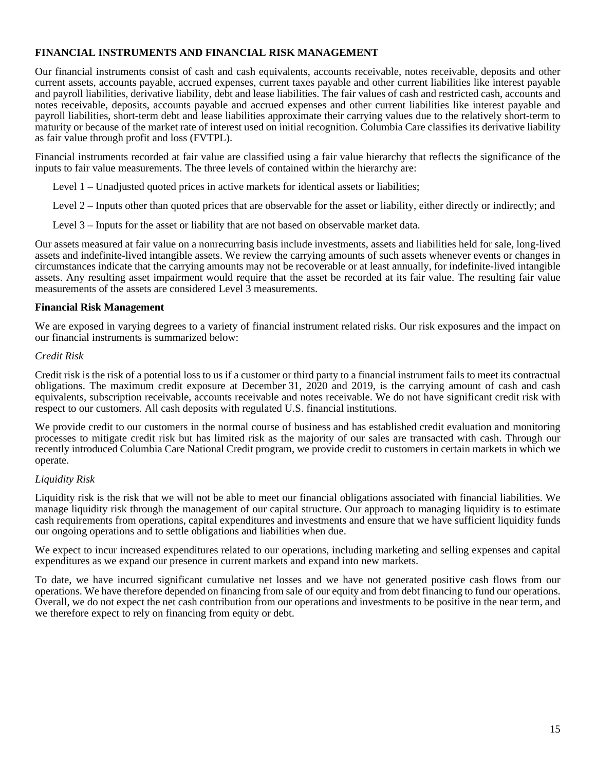## FINANCIAL INSTRUMENTS AND FINANCIAL RISK MANAGEMENT

Our financial instruments consist of cash and cash equivalents, accounts receivable, notes receivable, deposits and other current assets, accounts payable, accrued expenses, current taxes payable and other current liabilities like interest payable and payroll liabilities, derivative liability, debt and lease liabilities. The fair values of cash and restricted cash, accounts and notes receivable, deposits, accounts payable and accrued expenses and other current liabilities like interest payable and payroll liabilities, short-term debt and lease liabilities approximate their carrying values due to the relatively short-term to maturity or because of the market rate of interest used on initial recognition. Columbia Care classifies its derivative liability as fair value through profit and loss (FVTPL).

Financial instruments recorded at fair value are classified using a fair value hierarchy that reflects the significance of the inputs to fair value measurements. The three levels of contained within the hierarchy are:

Level 1 – Unadjusted quoted prices in active markets for identical assets or liabilities;

Level 2 – Inputs other than quoted prices that are observable for the asset or liability, either directly or indirectly; and

Level 3 – Inputs for the asset or liability that are not based on observable market data.

Our assets measured at fair value on a nonrecurring basis include investments, assets and liabilities held for sale, long-lived assets and indefinite-lived intangible assets. We review the carrying amounts of such assets whenever events or changes in circumstances indicate that the carrying amounts may not be recoverable or at least annually, for indefinite-lived intangible assets. Any resulting asset impairment would require that the asset be recorded at its fair value. The resulting fair value measurements of the assets are considered Level 3 measurements.

### Financial Risk Management

We are exposed in varying degrees to a variety of financial instrument related risks. Our risk exposures and the impact on our financial instruments is summarized below:

*Credit Risk*

Credit risk is the risk of a potential loss to us if a customer or third party to a financial instrument fails to meet its contractual obligations. The maximum credit exposure at December 31, 2020 and 2019, is the carrying amount of cash and cash equivalents, subscription receivable, accounts receivable and notes receivable. We do not have significant credit risk with respect to our customers. All cash deposits with regulated U.S. financial institutions.

We provide credit to our customers in the normal course of business and has established credit evaluation and monitoring processes to mitigate credit risk but has limited risk as the majority of our sales are transacted with cash. Through our recently introduced Columbia Care National Credit program, we provide credit to customers in certain markets in which we operate.

*Liquidity Risk*

Liquidity risk is the risk that we will not be able to meet our financial obligations associated with financial liabilities. We manage liquidity risk through the management of our capital structure. Our approach to managing liquidity is to estimate cash requirements from operations, capital expenditures and investments and ensure that we have sufficient liquidity funds our ongoing operations and to settle obligations and liabilities when due.

We expect to incur increased expenditures related to our operations, including marketing and selling expenses and capital expenditures as we expand our presence in current markets and expand into new markets.

To date, we have incurred significant cumulative net losses and we have not generated positive cash flows from our operations. We have therefore depended on financing from sale of our equity and from debt financing to fund our operations. Overall, we do not expect the net cash contribution from our operations and investments to be positive in the near term, and we therefore expect to rely on financing from equity or debt.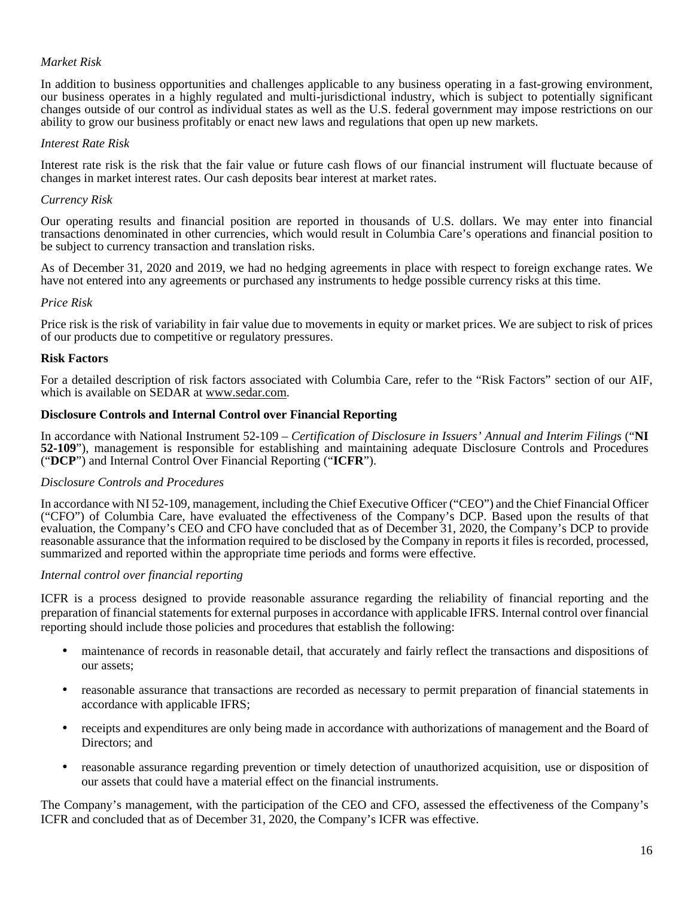*Market Risk*

In addition to business opportunities and challenges applicable to any business operating in a fast-growing environment, our business operates in a highly regulated and multi-jurisdictional industry, which is subject to potentially significant changes outside of our control as individual states as well as the U.S. federal government may impose restrictions on our ability to grow our business profitably or enact new laws and regulations that open up new markets.

*Interest Rate Risk*

Interest rate risk is the risk that the fair value or future cash flows of our financial instrument will fluctuate because of changes in market interest rates. Our cash deposits bear interest at market rates.

*Currency Risk*

Our operating results and financial position are reported in thousands of U.S. dollars. We may enter into financial transactions denominated in other currencies, which would result in Columbia Care's operations and financial position to be subject to currency transaction and translation risks.

As of December 31, 2020 and 2019, we had no hedging agreements in place with respect to foreign exchange rates. We have not entered into any agreements or purchased any instruments to hedge possible currency risks at this time.

*Price Risk*

Price risk is the risk of variability in fair value due to movements in equity or market prices. We are subject to risk of prices of our products due to competitive or regulatory pressures.

**Risk Factors**

For a detailed description of risk factors associated with Columbia Care, refer to the "Risk Factors" section of our AIF, which is available on SEDAR at www.sedar.com.

**Disclosure Controls and Internal Control over Financial Reporting**

In accordance with National Instrument 52-109 – *Certification of Disclosure in Issuers' Annual and Interim Filings* ("**NI 52-109**"), management is responsible for establishing and maintaining adequate Disclosure Controls and Procedures ("**DCP**") and Internal Control Over Financial Reporting ("**ICFR**").

*Disclosure Controls and Procedures*

In accordance with NI 52-109, management, including the Chief Executive Officer ("CEO") and the Chief Financial Officer ("CFO") of Columbia Care, have evaluated the effectiveness of the Company's DCP. Based upon the results of that evaluation, the Company's CEO and CFO have concluded that as of December 31, 2020, the Company's DCP to provide reasonable assurance that the information required to be disclosed by the Company in reports it files is recorded, processed, summarized and reported within the appropriate time periods and forms were effective.

*Internal control over financial reporting*

ICFR is a process designed to provide reasonable assurance regarding the reliability of financial reporting and the preparation of financial statements for external purposes in accordance with applicable IFRS. Internal control over financial reporting should include those policies and procedures that establish the following:

- maintenance of records in reasonable detail, that accurately and fairly reflect the transactions and dispositions of our assets;
- reasonable assurance that transactions are recorded as necessary to permit preparation of financial statements in accordance with applicable IFRS;
- receipts and expenditures are only being made in accordance with authorizations of management and the Board of Directors; and
- reasonable assurance regarding prevention or timely detection of unauthorized acquisition, use or disposition of our assets that could have a material effect on the financial instruments.

The Company's management, with the participation of the CEO and CFO, assessed the effectiveness of the Company's ICFR and concluded that as of December 31, 2020, the Company's ICFR was effective.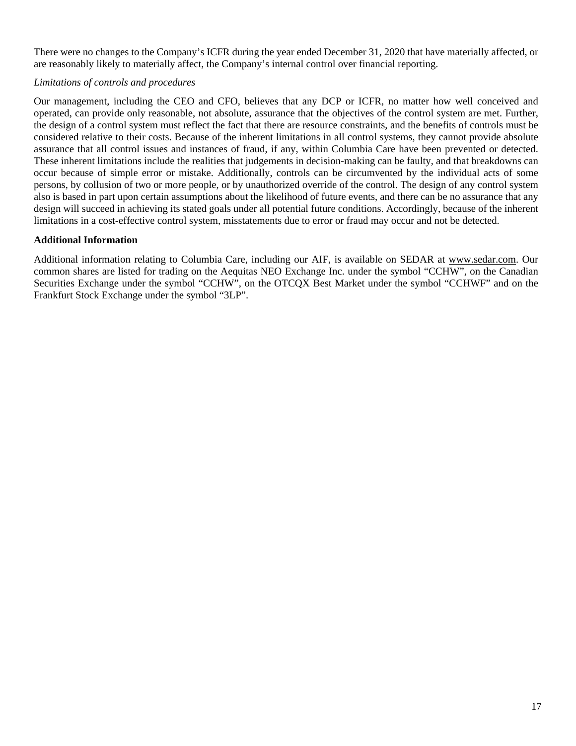There were no changes to the Company's ICFR during the year ended December 31, 2020 that have materially affected, or are reasonably likely to materially affect, the Company's internal control over financial reporting.

*Limitations of controls and procedures*

Our management, including the CEO and CFO, believes that any DCP or ICFR, no matter how well conceived and operated, can provide only reasonable, not absolute, assurance that the objectives of the control system are met. Further, the design of a control system must reflect the fact that there are resource constraints, and the benefits of controls must be considered relative to their costs. Because of the inherent limitations in all control systems, they cannot provide absolute assurance that all control issues and instances of fraud, if any, within Columbia Care have been prevented or detected. These inherent limitations include the realities that judgements in decision-making can be faulty, and that breakdowns can occur because of simple error or mistake. Additionally, controls can be circumvented by the individual acts of some persons, by collusion of two or more people, or by unauthorized override of the control. The design of any control system also is based in part upon certain assumptions about the likelihood of future events, and there can be no assurance that any design will succeed in achieving its stated goals under all potential future conditions. Accordingly, because of the inherent limitations in a cost-effective control system, misstatements due to error or fraud may occur and not be detected.

**Additional Information**

Additional information relating to Columbia Care, including our AIF, is available on SEDAR at www.sedar.com. Our common shares are listed for trading on the Aequitas NEO Exchange Inc. under the symbol "CCHW", on the Canadian Securities Exchange under the symbol "CCHW", on the OTCQX Best Market under the symbol "CCHWF" and on the Frankfurt Stock Exchange under the symbol "3LP".